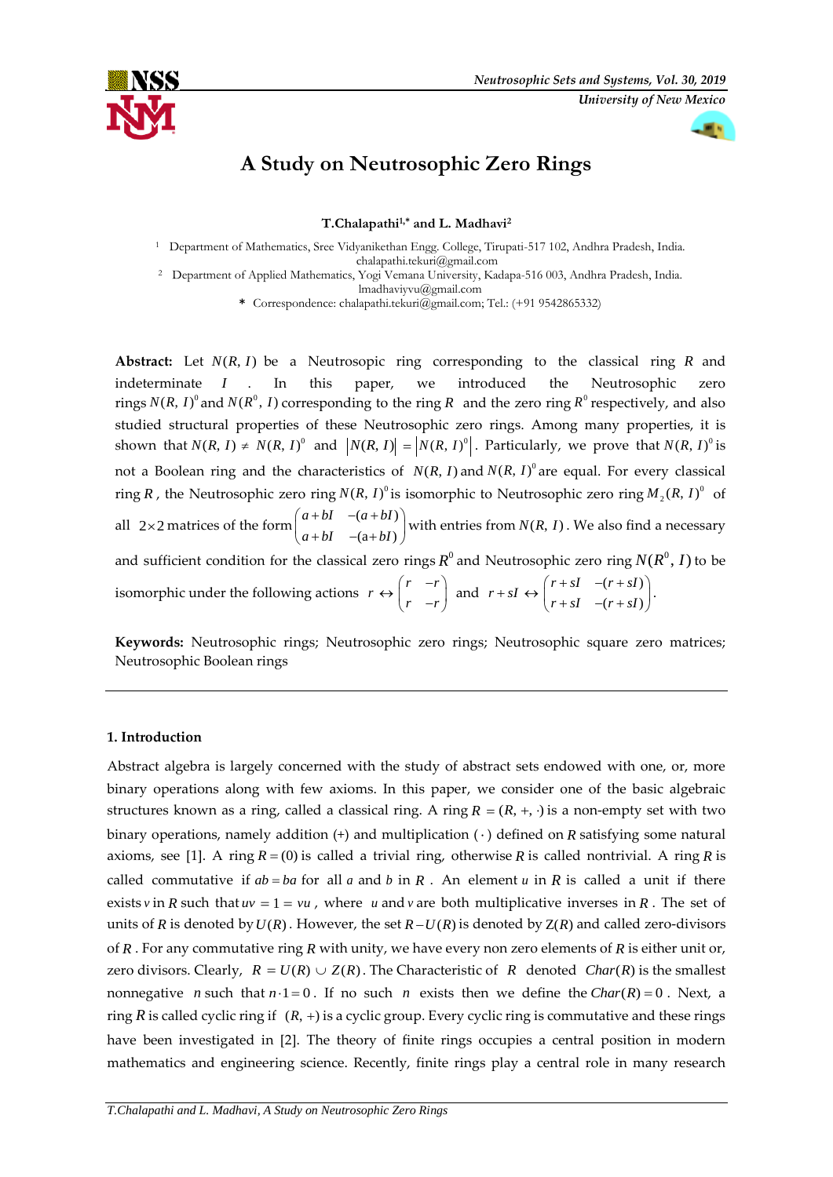# A Study on Neutrosophic Zero Rings

**T.Chalapathi[1,*] and L. Madhavi[2]**

[1] Department of Mathematics, Sree Vidyanikethan Engg. College, Tirupati-517 102, Andhra Pradesh, India. chalapathi.tekuri@gmail.com

[2] Department of Applied Mathematics, Yogi Vemana University, Kadapa-516 003, Andhra Pradesh, India. lmadhaviyvu@gmail.com

\* Correspondence: chalapathi.tekuri@gmail.com; Tel.: (+91 9542865332)

**Abstract:** Let $N(R, I)$ be a Neutrosopic ring corresponding to the classical ring $R$ and indeterminate $I$ . In this paper, we introduced the Neutrosophic zero rings $N(R, I)^0$ and $N(R^0, I)$ corresponding to the ring $R$ and the zero ring $R^0$ respectively, and also studied structural properties of these Neutrosophic zero rings. Among many properties, it is shown that $N(R, I) \neq N(R, I)^0$ and $|N(R, I)| = |N(R, I)^0|$. Particularly, we prove that $N(R, I)^0$ is not a Boolean ring and the characteristics of $N(R, I)$ and $N(R, I)^0$ are equal. For every classical ring $R$, the Neutrosophic zero ring $N(R, I)^0$ is isomorphic to Neutrosophic zero ring $M_2(R, I)^0$ of all $2\times 2$ matrices of the form $\begin{pmatrix} a+bI & -(a+bI) \\ a+bI & -(a+bI) \end{pmatrix}$ with entries from $N(R, I)$. We also find a necessary and sufficient condition for the classical zero rings $R^0$ and Neutrosophic zero ring $N(R^0, I)$ to be isomorphic under the following actions $r \leftrightarrow \begin{pmatrix} r & -r \\ r & -r \end{pmatrix}$ and $r+sI \leftrightarrow \begin{pmatrix} r+sI & -(r+sI) \\ r+sI & -(r+sI) \end{pmatrix}$.

**Keywords:** Neutrosophic rings; Neutrosophic zero rings; Neutrosophic square zero matrices; Neutrosophic Boolean rings

## 1. Introduction

Abstract algebra is largely concerned with the study of abstract sets endowed with one, or, more binary operations along with few axioms. In this paper, we consider one of the basic algebraic structures known as a ring, called a classical ring. A ring $R = (R, +, \cdot)$ is a non-empty set with two binary operations, namely addition (+) and multiplication $(\cdot)$ defined on $R$ satisfying some natural axioms, see [1]. A ring $R = (0)$ is called a trivial ring, otherwise $R$ is called nontrivial. A ring $R$ is called commutative if $ab = ba$ for all $a$ and $b$ in $R$ . An element $u$ in $R$ is called a unit if there exists $v$ in $R$ such that $uv = 1 = vu$ , where $u$ and $v$ are both multiplicative inverses in $R$ . The set of units of $R$ is denoted by $U(R)$. However, the set $R - U(R)$ is denoted by $Z(R)$ and called zero-divisors of $R$ . For any commutative ring $R$ with unity, we have every non zero elements of $R$ is either unit or, zero divisors. Clearly, $R = U(R) \cup Z(R)$. The Characteristic of $R$ denoted $Char(R)$ is the smallest nonnegative $n$ such that $n \cdot 1 = 0$ . If no such $n$ exists then we define the $Char(R) = 0$ . Next, a ring $R$ is called cyclic ring if $(R, +)$ is a cyclic group. Every cyclic ring is commutative and these rings have been investigated in [2]. The theory of finite rings occupies a central position in modern mathematics and engineering science. Recently, finite rings play a central role in many research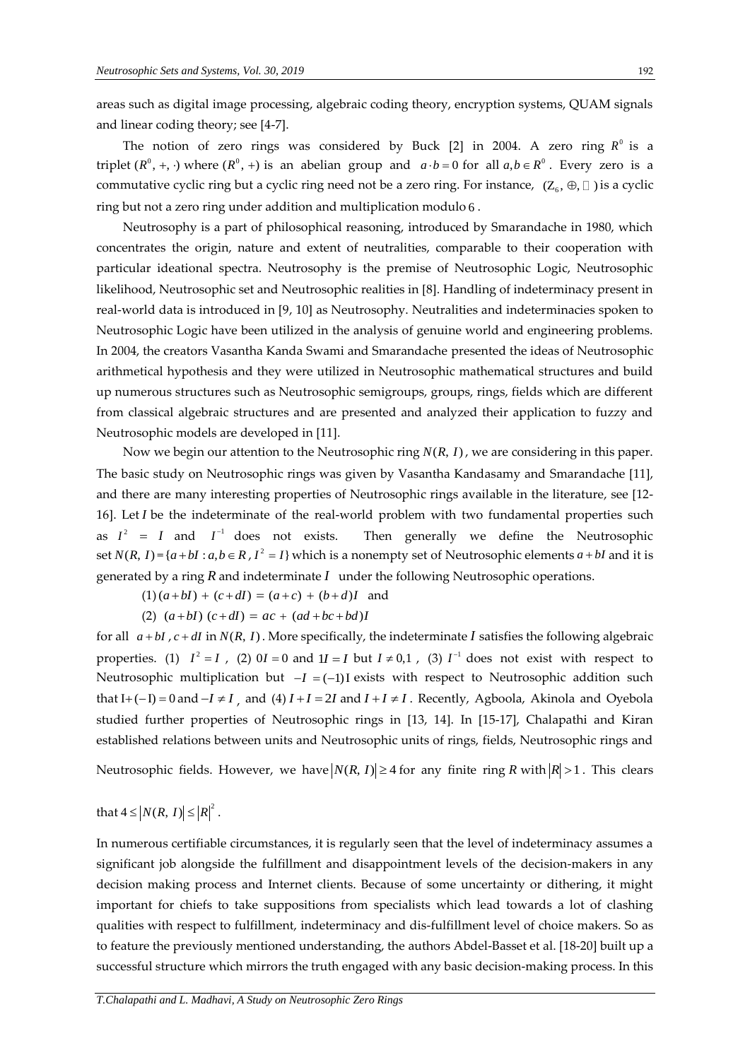areas such as digital image processing, algebraic coding theory, encryption systems, QUAM signals and linear coding theory; see [4-7].

The notion of zero rings was considered by Buck [2] in 2004. A zero ring $R^0$ is a triplet $(R^0, +, \cdot)$ where $(R^0, +)$ is an abelian group and $a \cdot b = 0$ for all $a, b \in R^0$. Every zero is a commutative cyclic ring but a cyclic ring need not be a zero ring. For instance, $(Z_6, \oplus, \odot)$ is a cyclic ring but not a zero ring under addition and multiplication modulo 6.

Neutrosophy is a part of philosophical reasoning, introduced by Smarandache in 1980, which concentrates the origin, nature and extent of neutralities, comparable to their cooperation with particular ideational spectra. Neutrosophy is the premise of Neutrosophic Logic, Neutrosophic likelihood, Neutrosophic set and Neutrosophic realities in [8]. Handling of indeterminacy present in real-world data is introduced in [9, 10] as Neutrosophy. Neutralities and indeterminacies spoken to Neutrosophic Logic have been utilized in the analysis of genuine world and engineering problems. In 2004, the creators Vasantha Kanda Swami and Smarandache presented the ideas of Neutrosophic arithmetical hypothesis and they were utilized in Neutrosophic mathematical structures and build up numerous structures such as Neutrosophic semigroups, groups, rings, fields which are different from classical algebraic structures and are presented and analyzed their application to fuzzy and Neutrosophic models are developed in [11].

Now we begin our attention to the Neutrosophic ring $N(R, I)$, we are considering in this paper. The basic study on Neutrosophic rings was given by Vasantha Kandasamy and Smarandache [11], and there are many interesting properties of Neutrosophic rings available in the literature, see [12-16]. Let $I$ be the indeterminate of the real-world problem with two fundamental properties such as $I^2 = I$ and $I^{-1}$ does not exists. Then generally we define the Neutrosophic set $N(R, I) = \{a + bI : a, b \in R, I^2 = I\}$ which is a nonempty set of Neutrosophic elements $a + bI$ and it is generated by a ring $R$ and indeterminate $I$ under the following Neutrosophic operations.

(1) $(a + bI) + (c + dI) = (a + c) + (b + d)I$ and

(2) $(a + bI)(c + dI) = ac + (ad + bc + bd)I$

for all $a + bI, c + dI$ in $N(R, I)$. More specifically, the indeterminate $I$ satisfies the following algebraic properties. (1) $I^2 = I$, (2) $0I = 0$ and $1I = I$ but $I \neq 0, 1$, (3) $I^{-1}$ does not exist with respect to Neutrosophic multiplication but $-I = (-1)\text{I}$ exists with respect to Neutrosophic addition such that $\text{I} + (-\text{I}) = 0$ and $-I \neq I$, and (4) $I + I = 2I$ and $I + I \neq I$. Recently, Agboola, Akinola and Oyebola studied further properties of Neutrosophic rings in [13, 14]. In [15-17], Chalapathi and Kiran established relations between units and Neutrosophic units of rings, fields, Neutrosophic rings and Neutrosophic fields. However, we have $|N(R, I)| \geq 4$ for any finite ring $R$ with $|R| > 1$. This clears that $4 \leq |N(R, I)| \leq |R|^2$.

In numerous certifiable circumstances, it is regularly seen that the level of indeterminacy assumes a significant job alongside the fulfillment and disappointment levels of the decision-makers in any decision making process and Internet clients. Because of some uncertainty or dithering, it might important for chiefs to take suppositions from specialists which lead towards a lot of clashing qualities with respect to fulfillment, indeterminacy and dis-fulfillment level of choice makers. So as to feature the previously mentioned understanding, the authors Abdel-Basset et al. [18-20] built up a successful structure which mirrors the truth engaged with any basic decision-making process. In this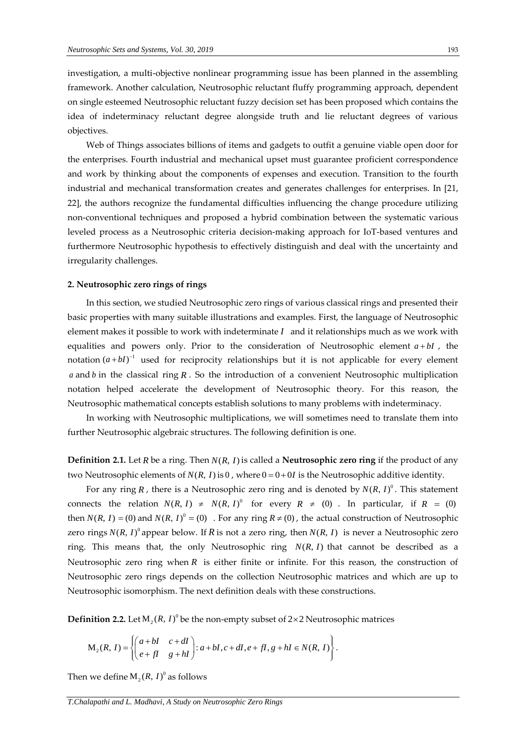investigation, a multi-objective nonlinear programming issue has been planned in the assembling framework. Another calculation, Neutrosophic reluctant fluffy programming approach, dependent on single esteemed Neutrosophic reluctant fuzzy decision set has been proposed which contains the idea of indeterminacy reluctant degree alongside truth and lie reluctant degrees of various objectives.

Web of Things associates billions of items and gadgets to outfit a genuine viable open door for the enterprises. Fourth industrial and mechanical upset must guarantee proficient correspondence and work by thinking about the components of expenses and execution. Transition to the fourth industrial and mechanical transformation creates and generates challenges for enterprises. In [21, 22], the authors recognize the fundamental difficulties influencing the change procedure utilizing non-conventional techniques and proposed a hybrid combination between the systematic various leveled process as a Neutrosophic criteria decision-making approach for IoT-based ventures and furthermore Neutrosophic hypothesis to effectively distinguish and deal with the uncertainty and irregularity challenges.

## 2. Neutrosophic zero rings of rings

In this section, we studied Neutrosophic zero rings of various classical rings and presented their basic properties with many suitable illustrations and examples. First, the language of Neutrosophic element makes it possible to work with indeterminate $I$ and it relationships much as we work with equalities and powers only. Prior to the consideration of Neutrosophic element $a+bI$, the notation $(a+bI)^{-1}$ used for reciprocity relationships but it is not applicable for every element $a$ and $b$ in the classical ring $R$. So the introduction of a convenient Neutrosophic multiplication notation helped accelerate the development of Neutrosophic theory. For this reason, the Neutrosophic mathematical concepts establish solutions to many problems with indeterminacy.

In working with Neutrosophic multiplications, we will sometimes need to translate them into further Neutrosophic algebraic structures. The following definition is one.

**Definition 2.1.** Let $R$ be a ring. Then $N(R, I)$ is called a **Neutrosophic zero ring** if the product of any two Neutrosophic elements of $N(R, I)$ is $0$, where $0 = 0+0I$ is the Neutrosophic additive identity.

For any ring $R$, there is a Neutrosophic zero ring and is denoted by $N(R, I)^0$. This statement connects the relation $N(R, I) \neq N(R, I)^0$ for every $R \neq (0)$. In particular, if $R = (0)$ then $N(R, I) = (0)$ and $N(R, I)^0 = (0)$. For any ring $R \neq (0)$, the actual construction of Neutrosophic zero rings $N(R, I)^0$ appear below. If $R$ is not a zero ring, then $N(R, I)$ is never a Neutrosophic zero ring. This means that, the only Neutrosophic ring $N(R, I)$ that cannot be described as a Neutrosophic zero ring when $R$ is either finite or infinite. For this reason, the construction of Neutrosophic zero rings depends on the collection Neutrosophic matrices and which are up to Neutrosophic isomorphism. The next definition deals with these constructions.

**Definition 2.2.** Let $\mathrm{M}_2(R, I)^0$ be the non-empty subset of $2\times 2$ Neutrosophic matrices

$$\mathrm{M}_2(R, I) = \left\{ \begin{pmatrix} a+bI & c+dI \\ e+fI & g+hI \end{pmatrix} : a+bI, c+dI, e+fI, g+hI \in N(R, I) \right\}.$$

Then we define $\mathrm{M}_2(R, I)^0$ as follows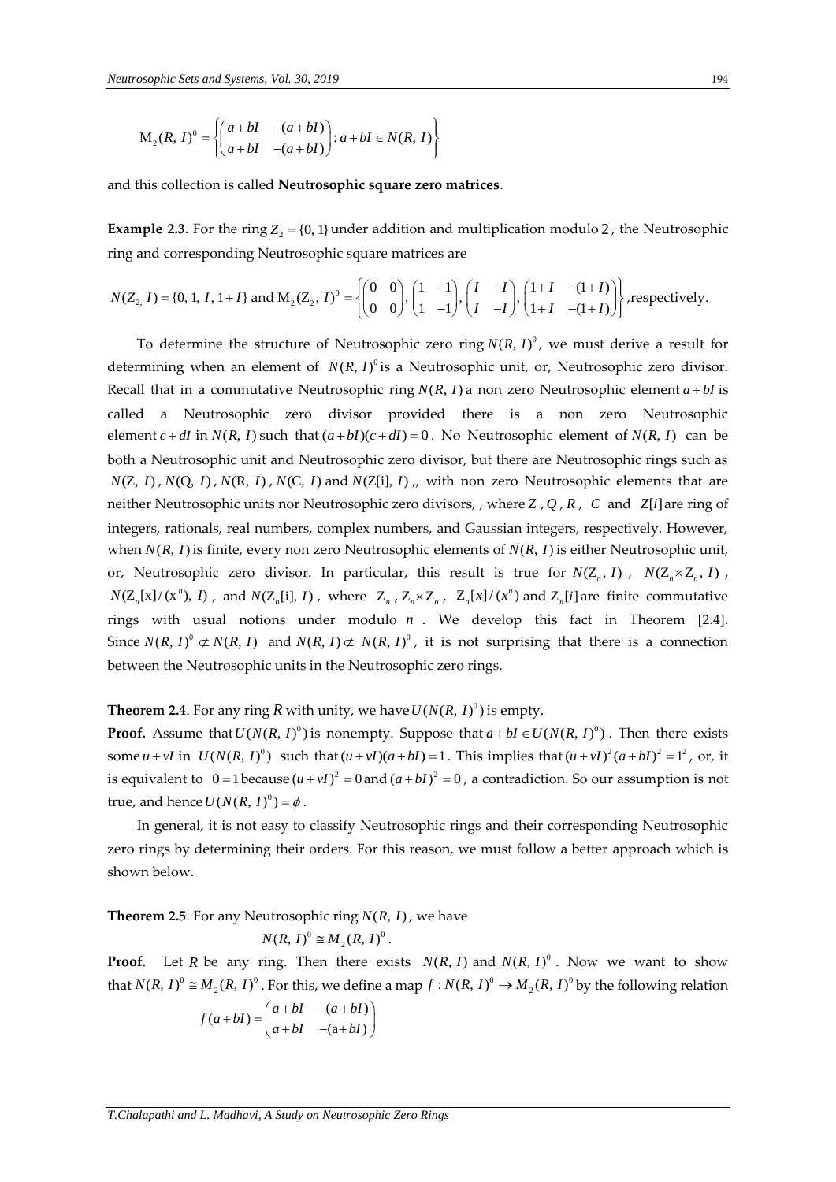$$\mathrm{M}_2(R,\, I)^0 = \left\{ \begin{pmatrix} a+bI & -(a+bI) \\ a+bI & -(a+bI) \end{pmatrix} : a+bI \in N(R,\, I) \right\}$$

and this collection is called **Neutrosophic square zero matrices**.

**Example 2.3**. For the ring $Z_2 = \{0, 1\}$ under addition and multiplication modulo $2$, the Neutrosophic ring and corresponding Neutrosophic square matrices are

$N(Z_{2,}\, I) = \{0, 1, I, 1+I\}$ and $\mathrm{M}_2(\mathrm{Z}_2,\, I)^0 = \left\{ \begin{pmatrix} 0 & 0 \\ 0 & 0 \end{pmatrix}, \begin{pmatrix} 1 & -1 \\ 1 & -1 \end{pmatrix}, \begin{pmatrix} I & -I \\ I & -I \end{pmatrix}, \begin{pmatrix} 1+I & -(1+I) \\ 1+I & -(1+I) \end{pmatrix} \right\}$,respectively.

To determine the structure of Neutrosophic zero ring $N(R,\, I)^0$, we must derive a result for determining when an element of $N(R,\, I)^0$ is a Neutrosophic unit, or, Neutrosophic zero divisor. Recall that in a commutative Neutrosophic ring $N(R,\, I)$ a non zero Neutrosophic element $a+bI$ is called a Neutrosophic zero divisor provided there is a non zero Neutrosophic element $c+dI$ in $N(R,\, I)$ such that $(a+bI)(c+dI)=0$. No Neutrosophic element of $N(R,\, I)$ can be both a Neutrosophic unit and Neutrosophic zero divisor, but there are Neutrosophic rings such as $N(\mathrm{Z},\, I)$, $N(\mathrm{Q},\, I)$, $N(\mathrm{R},\, I)$, $N(\mathrm{C},\, I)$ and $N(\mathrm{Z}[\mathrm{i}],\, I)$ ,, with non zero Neutrosophic elements that are neither Neutrosophic units nor Neutrosophic zero divisors, , where $Z$ , $Q$ , $R$ , $C$ and $Z[i]$ are ring of integers, rationals, real numbers, complex numbers, and Gaussian integers, respectively. However, when $N(R,\, I)$ is finite, every non zero Neutrosophic elements of $N(R,\, I)$ is either Neutrosophic unit, or, Neutrosophic zero divisor. In particular, this result is true for $N(\mathrm{Z}_n,\, I)$ , $N(\mathrm{Z}_n \times \mathrm{Z}_n,\, I)$ , $N(\mathrm{Z}_n[\mathrm{x}]/(\mathrm{x}^n),\, I)$ , and $N(\mathrm{Z}_n[\mathrm{i}],\, I)$ , where $\mathrm{Z}_n$ , $\mathrm{Z}_n \times \mathrm{Z}_n$ , $\mathrm{Z}_n[x]/(x^n)$ and $\mathrm{Z}_n[i]$ are finite commutative rings with usual notions under modulo $n$ . We develop this fact in Theorem [2.4]. Since $N(R,\, I)^0 \not\subset N(R,\, I)$ and $N(R,\, I) \not\subset N(R,\, I)^0$, it is not surprising that there is a connection between the Neutrosophic units in the Neutrosophic zero rings.

**Theorem 2.4**. For any ring $R$ with unity, we have $U(N(R,\, I)^0)$ is empty.

**Proof.** Assume that $U(N(R,\, I)^0)$ is nonempty. Suppose that $a+bI \in U(N(R,\, I)^0)$ . Then there exists some $u+vI$ in $U(N(R,\, I)^0)$ such that $(u+vI)(a+bI)=1$. This implies that $(u+vI)^2(a+bI)^2 = 1^2$, or, it is equivalent to $0=1$ because $(u+vI)^2 = 0$ and $(a+bI)^2 = 0$, a contradiction. So our assumption is not true, and hence $U(N(R,\, I)^0) = \phi$.

In general, it is not easy to classify Neutrosophic rings and their corresponding Neutrosophic zero rings by determining their orders. For this reason, we must follow a better approach which is shown below.

**Theorem 2.5**. For any Neutrosophic ring $N(R,\, I)$, we have

$$N(R,\, I)^0 \cong M_2(R,\, I)^0 .$$

**Proof.** Let $R$ be any ring. Then there exists $N(R,\, I)$ and $N(R,\, I)^0$ . Now we want to show that $N(R,\, I)^0 \cong M_2(R,\, I)^0$ . For this, we define a map $f : N(R,\, I)^0 \to M_2(R,\, I)^0$ by the following relation

$$f(a+bI) = \begin{pmatrix} a+bI & -(a+bI) \\ a+bI & -(\mathrm{a}+bI) \end{pmatrix}$$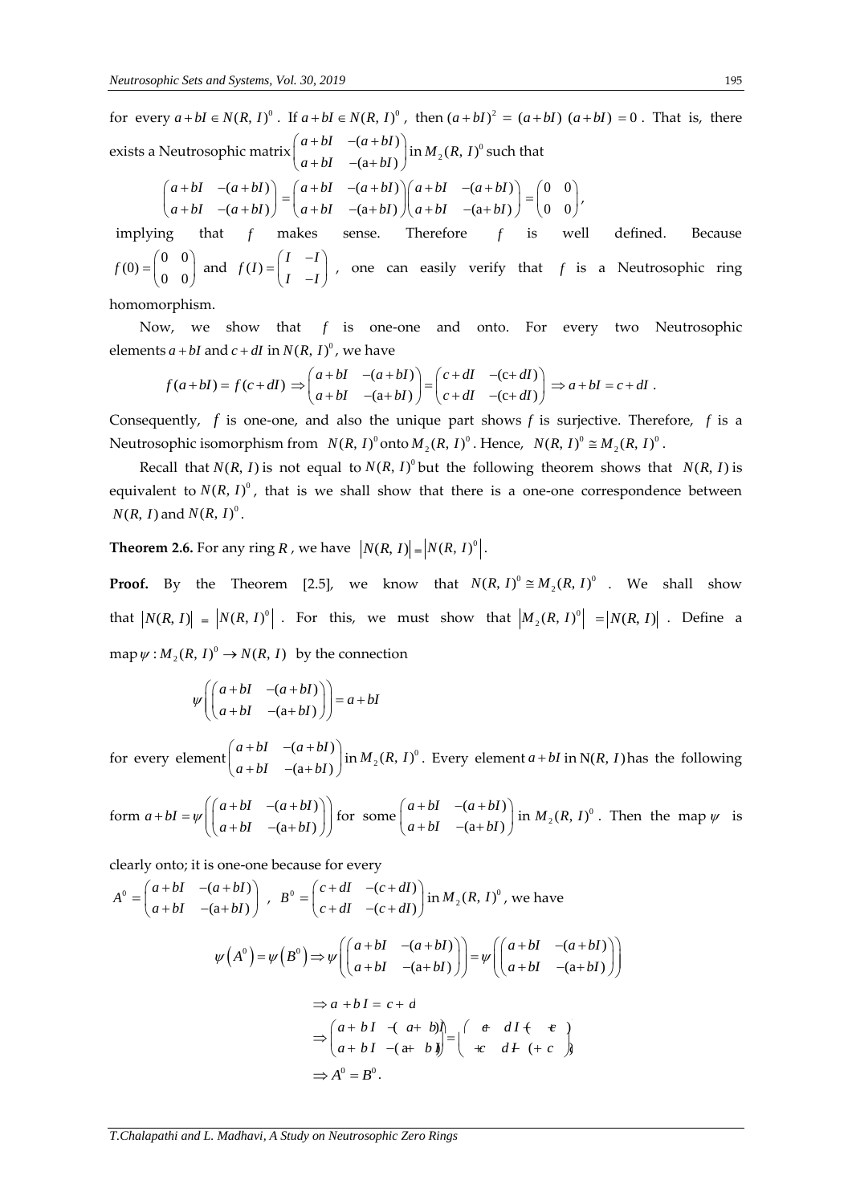for every $a+bI \in N(R, I)^0$. If $a+bI \in N(R, I)^0$, then $(a+bI)^2 = (a+bI)\,(a+bI) = 0$. That is, there exists a Neutrosophic matrix $\begin{pmatrix} a+bI & -(a+bI) \\ a+bI & -(a+bI) \end{pmatrix}$ in $M_2(R, I)^0$ such that

$$\begin{pmatrix} a+bI & -(a+bI) \\ a+bI & -(a+bI) \end{pmatrix} = \begin{pmatrix} a+bI & -(a+bI) \\ a+bI & -(a+bI) \end{pmatrix}\begin{pmatrix} a+bI & -(a+bI) \\ a+bI & -(a+bI) \end{pmatrix} = \begin{pmatrix} 0 & 0 \\ 0 & 0 \end{pmatrix},$$

implying that $f$ makes sense. Therefore $f$ is well defined. Because $f(0) = \begin{pmatrix} 0 & 0 \\ 0 & 0 \end{pmatrix}$ and $f(I) = \begin{pmatrix} I & -I \\ I & -I \end{pmatrix}$, one can easily verify that $f$ is a Neutrosophic ring homomorphism.

Now, we show that $f$ is one-one and onto. For every two Neutrosophic elements $a+bI$ and $c+dI$ in $N(R, I)^0$, we have

$$f(a+bI) = f(c+dI) \Rightarrow \begin{pmatrix} a+bI & -(a+bI) \\ a+bI & -(a+bI) \end{pmatrix} = \begin{pmatrix} c+dI & -(c+dI) \\ c+dI & -(c+dI) \end{pmatrix} \Rightarrow a+bI = c+dI .$$

Consequently, $f$ is one-one, and also the unique part shows $f$ is surjective. Therefore, $f$ is a Neutrosophic isomorphism from $N(R, I)^0$ onto $M_2(R, I)^0$. Hence, $N(R, I)^0 \cong M_2(R, I)^0$.

Recall that $N(R, I)$ is not equal to $N(R, I)^0$ but the following theorem shows that $N(R, I)$ is equivalent to $N(R, I)^0$, that is we shall show that there is a one-one correspondence between $N(R, I)$ and $N(R, I)^0$.

**Theorem 2.6.** For any ring $R$, we have $|N(R, I)| = |N(R, I)^0|$.

**Proof.** By the Theorem [2.5], we know that $N(R, I)^0 \cong M_2(R, I)^0$. We shall show that $|N(R, I)| = |N(R, I)^0|$. For this, we must show that $|M_2(R, I)^0| = |N(R, I)|$. Define a map $\psi : M_2(R, I)^0 \to N(R, I)$ by the connection

$$\psi\left(\begin{pmatrix} a+bI & -(a+bI) \\ a+bI & -(a+bI) \end{pmatrix}\right) = a+bI$$

for every element $\begin{pmatrix} a+bI & -(a+bI) \\ a+bI & -(a+bI) \end{pmatrix}$ in $M_2(R, I)^0$. Every element $a+bI$ in $N(R, I)$ has the following form $a+bI = \psi\left(\begin{pmatrix} a+bI & -(a+bI) \\ a+bI & -(a+bI) \end{pmatrix}\right)$ for some $\begin{pmatrix} a+bI & -(a+bI) \\ a+bI & -(a+bI) \end{pmatrix}$ in $M_2(R, I)^0$. Then the map $\psi$ is clearly onto; it is one-one because for every

$A^0 = \begin{pmatrix} a+bI & -(a+bI) \\ a+bI & -(a+bI) \end{pmatrix}$, $B^0 = \begin{pmatrix} c+dI & -(c+dI) \\ c+dI & -(c+dI) \end{pmatrix}$ in $M_2(R, I)^0$, we have

$$\psi\left(A^0\right) = \psi\left(B^0\right) \Rightarrow \psi\left(\begin{pmatrix} a+bI & -(a+bI) \\ a+bI & -(a+bI) \end{pmatrix}\right) = \psi\left(\begin{pmatrix} a+bI & -(a+bI) \\ a+bI & -(a+bI) \end{pmatrix}\right)$$

$$\Rightarrow a+bI = c+d$$

$$\Rightarrow \begin{pmatrix} a+bI & -(a+bI) \\ a+bI & -(a+bI) \end{pmatrix} = \begin{pmatrix} c+dI & -(c+dI) \\ c+dI & -(c+dI) \end{pmatrix}$$

$$\Rightarrow A^0 = B^0 .$$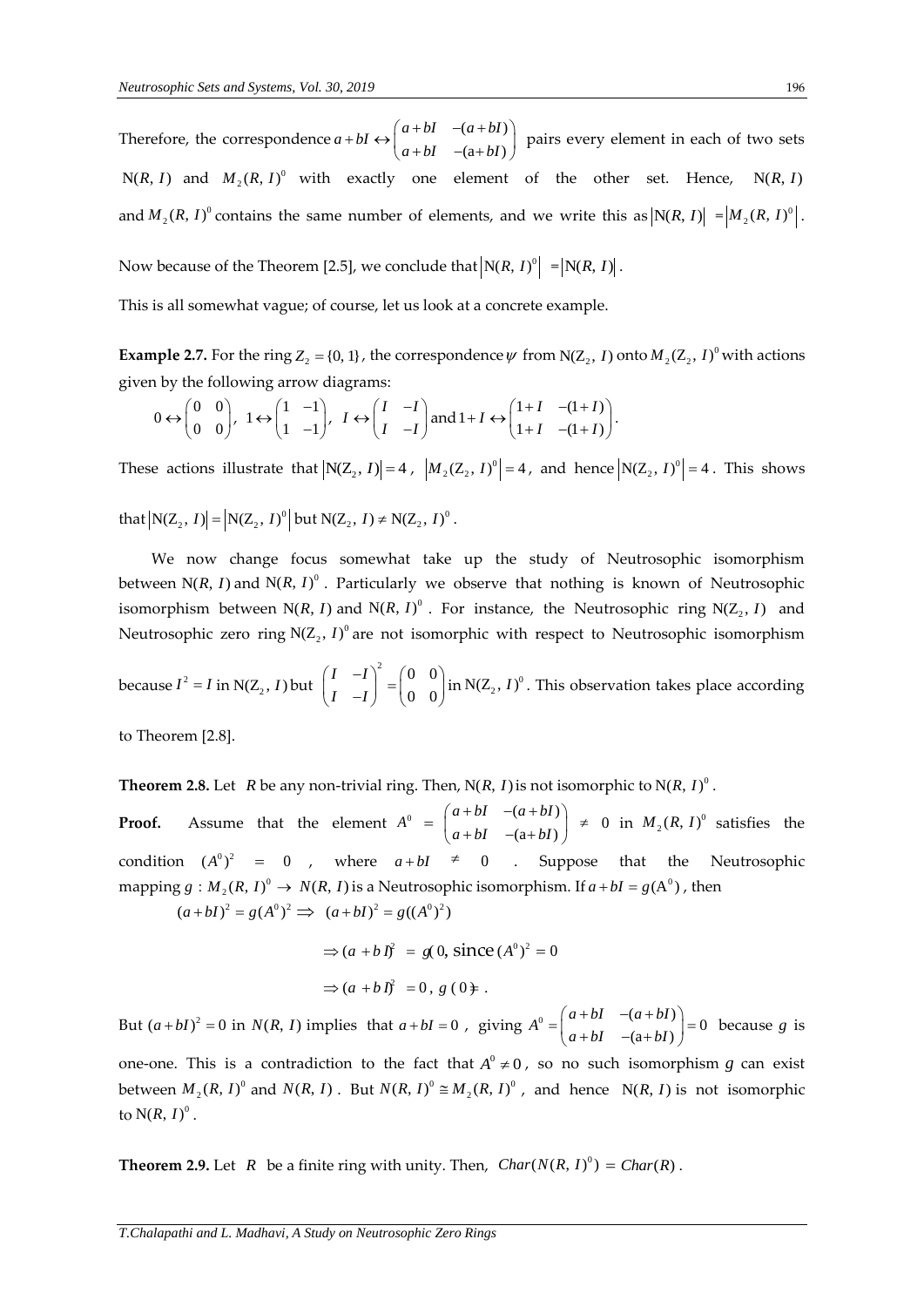Therefore, the correspondence $a+bI \leftrightarrow \begin{pmatrix} a+bI & -(a+bI) \\ a+bI & -(a+bI) \end{pmatrix}$ pairs every element in each of two sets $\mathrm{N}(R, I)$ and $M_2(R, I)^0$ with exactly one element of the other set. Hence, $\mathrm{N}(R, I)$ and $M_2(R, I)^0$ contains the same number of elements, and we write this as $|\mathrm{N}(R, I)| = |M_2(R, I)^0|$.

Now because of the Theorem [2.5], we conclude that $|\mathrm{N}(R, I)^0| = |\mathrm{N}(R, I)|$.

This is all somewhat vague; of course, let us look at a concrete example.

**Example 2.7.** For the ring $Z_2 = \{0, 1\}$, the correspondence $\psi$ from $\mathrm{N}(\mathrm{Z}_2, I)$ onto $M_2(\mathrm{Z}_2, I)^0$ with actions given by the following arrow diagrams:

$$0 \leftrightarrow \begin{pmatrix} 0 & 0 \\ 0 & 0 \end{pmatrix},\ 1 \leftrightarrow \begin{pmatrix} 1 & -1 \\ 1 & -1 \end{pmatrix},\ I \leftrightarrow \begin{pmatrix} I & -I \\ I & -I \end{pmatrix} \text{and}\ 1+I \leftrightarrow \begin{pmatrix} 1+I & -(1+I) \\ 1+I & -(1+I) \end{pmatrix}.$$

These actions illustrate that $|\mathrm{N}(\mathrm{Z}_2, I)| = 4$, $|M_2(\mathrm{Z}_2, I)^0| = 4$, and hence $|\mathrm{N}(\mathrm{Z}_2, I)^0| = 4$. This shows that $|\mathrm{N}(\mathrm{Z}_2, I)| = |\mathrm{N}(\mathrm{Z}_2, I)^0|$ but $\mathrm{N}(\mathrm{Z}_2, I) \neq \mathrm{N}(\mathrm{Z}_2, I)^0$.

We now change focus somewhat take up the study of Neutrosophic isomorphism between $\mathrm{N}(R, I)$ and $\mathrm{N}(R, I)^0$. Particularly we observe that nothing is known of Neutrosophic isomorphism between $\mathrm{N}(R, I)$ and $\mathrm{N}(R, I)^0$. For instance, the Neutrosophic ring $\mathrm{N}(\mathrm{Z}_2, I)$ and Neutrosophic zero ring $\mathrm{N}(\mathrm{Z}_2, I)^0$ are not isomorphic with respect to Neutrosophic isomorphism because $I^2 = I$ in $\mathrm{N}(\mathrm{Z}_2, I)$ but $\begin{pmatrix} I & -I \\ I & -I \end{pmatrix}^2 = \begin{pmatrix} 0 & 0 \\ 0 & 0 \end{pmatrix}$ in $\mathrm{N}(\mathrm{Z}_2, I)^0$. This observation takes place according to Theorem [2.8].

**Theorem 2.8.** Let $R$ be any non-trivial ring. Then, $\mathrm{N}(R, I)$ is not isomorphic to $\mathrm{N}(R, I)^0$.

**Proof.** Assume that the element $A^0 = \begin{pmatrix} a+bI & -(a+bI) \\ a+bI & -(a+bI) \end{pmatrix} \neq 0$ in $M_2(R, I)^0$ satisfies the condition $(A^0)^2 = 0$, where $a+bI \neq 0$. Suppose that the Neutrosophic mapping $g : M_2(R, I)^0 \to N(R, I)$ is a Neutrosophic isomorphism. If $a+bI = g(\mathrm{A}^0)$, then

$$(a+bI)^2 = g(A^0)^2 \Rightarrow (a+bI)^2 = g((A^0)^2)$$

$$\Rightarrow (a+bI)^2 = g(0), \text{since } (A^0)^2 = 0$$

$$\Rightarrow (a+bI)^2 = 0,\ g(0) = .$$

But $(a+bI)^2 = 0$ in $N(R, I)$ implies that $a+bI = 0$, giving $A^0 = \begin{pmatrix} a+bI & -(a+bI) \\ a+bI & -(a+bI) \end{pmatrix} = 0$ because $g$ is one-one. This is a contradiction to the fact that $A^0 \neq 0$, so no such isomorphism $g$ can exist between $M_2(R, I)^0$ and $N(R, I)$. But $N(R, I)^0 \cong M_2(R, I)^0$, and hence $\mathrm{N}(R, I)$ is not isomorphic to $\mathrm{N}(R, I)^0$.

**Theorem 2.9.** Let $R$ be a finite ring with unity. Then, $Char(N(R, I)^0) = Char(R)$.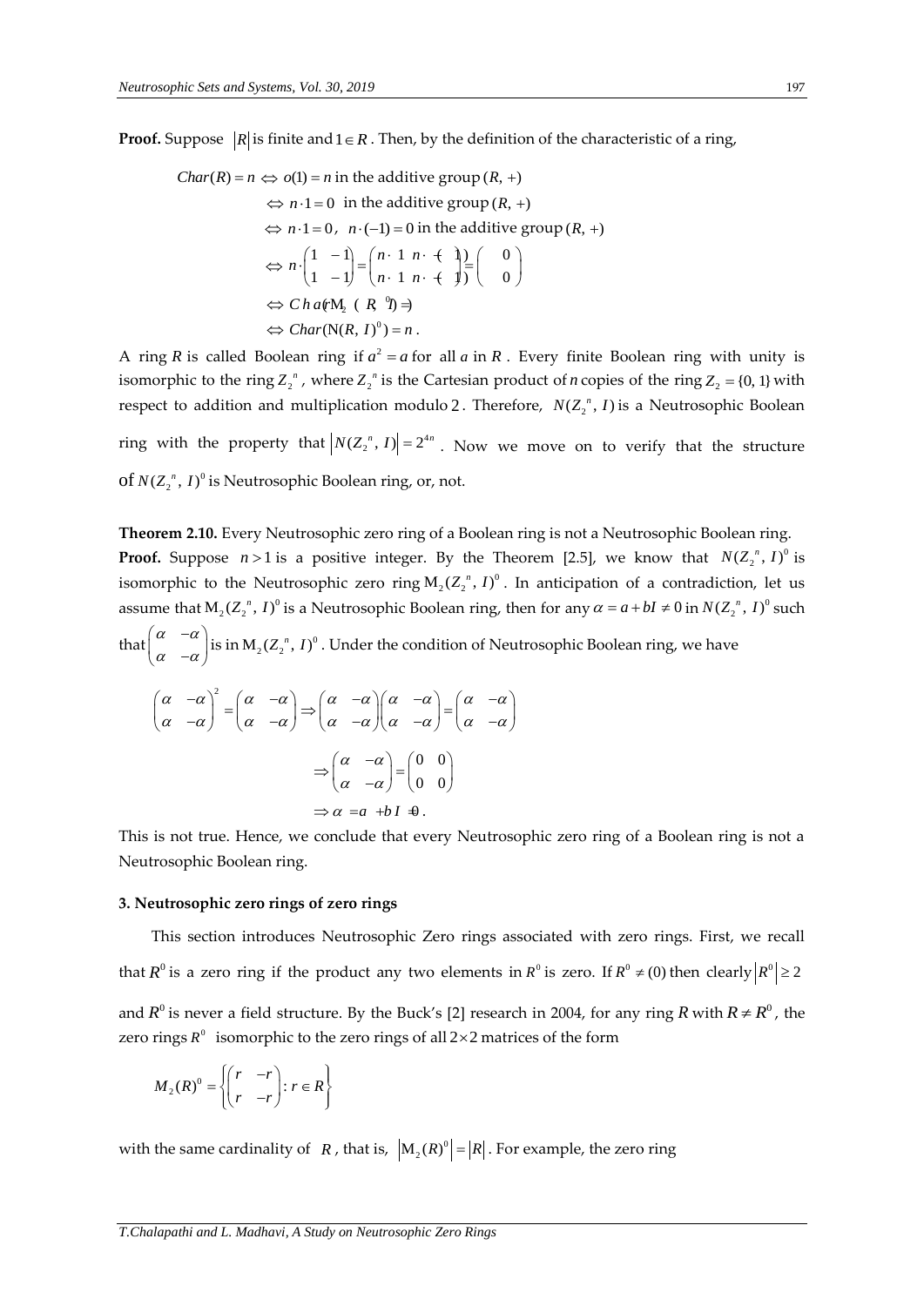**Proof.** Suppose $|R|$ is finite and $1 \in R$. Then, by the definition of the characteristic of a ring,

$$
\begin{aligned}
Char(R) = n &\Leftrightarrow o(1) = n \text{ in the additive group } (R, +) \\
&\Leftrightarrow n \cdot 1 = 0 \text{ in the additive group } (R, +) \\
&\Leftrightarrow n \cdot 1 = 0,\ n \cdot (-1) = 0 \text{ in the additive group } (R, +) \\
&\Leftrightarrow n \cdot \begin{pmatrix} 1 & -1 \\ 1 & -1 \end{pmatrix} = \begin{pmatrix} n \cdot 1 & n \cdot (-1) \\ n \cdot 1 & n \cdot (-1) \end{pmatrix} = \begin{pmatrix} 0 & 0 \\ 0 & 0 \end{pmatrix} \\
&\Leftrightarrow Char(M_2(R, I)^0) = n \\
&\Leftrightarrow Char(N(R, I)^0) = n .
\end{aligned}
$$

A ring $R$ is called Boolean ring if $a^2 = a$ for all $a$ in $R$. Every finite Boolean ring with unity is isomorphic to the ring $Z_2{}^n$, where $Z_2{}^n$ is the Cartesian product of $n$ copies of the ring $Z_2 = \{0, 1\}$ with respect to addition and multiplication modulo 2. Therefore, $N(Z_2{}^n, I)$ is a Neutrosophic Boolean ring with the property that $|N(Z_2{}^n, I)| = 2^{4n}$. Now we move on to verify that the structure of $N(Z_2{}^n, I)^0$ is Neutrosophic Boolean ring, or, not.

**Theorem 2.10.** Every Neutrosophic zero ring of a Boolean ring is not a Neutrosophic Boolean ring.

**Proof.** Suppose $n > 1$ is a positive integer. By the Theorem [2.5], we know that $N(Z_2{}^n, I)^0$ is isomorphic to the Neutrosophic zero ring $M_2(Z_2{}^n, I)^0$. In anticipation of a contradiction, let us assume that $M_2(Z_2{}^n, I)^0$ is a Neutrosophic Boolean ring, then for any $\alpha = a + bI \neq 0$ in $N(Z_2{}^n, I)^0$ such that $\begin{pmatrix} \alpha & -\alpha \\ \alpha & -\alpha \end{pmatrix}$ is in $M_2(Z_2{}^n, I)^0$. Under the condition of Neutrosophic Boolean ring, we have

$$
\begin{aligned}
\begin{pmatrix} \alpha & -\alpha \\ \alpha & -\alpha \end{pmatrix}^2 = \begin{pmatrix} \alpha & -\alpha \\ \alpha & -\alpha \end{pmatrix} &\Rightarrow \begin{pmatrix} \alpha & -\alpha \\ \alpha & -\alpha \end{pmatrix}\begin{pmatrix} \alpha & -\alpha \\ \alpha & -\alpha \end{pmatrix} = \begin{pmatrix} \alpha & -\alpha \\ \alpha & -\alpha \end{pmatrix} \\
&\Rightarrow \begin{pmatrix} \alpha & -\alpha \\ \alpha & -\alpha \end{pmatrix} = \begin{pmatrix} 0 & 0 \\ 0 & 0 \end{pmatrix} \\
&\Rightarrow \alpha = a + bI = 0 .
\end{aligned}
$$

This is not true. Hence, we conclude that every Neutrosophic zero ring of a Boolean ring is not a Neutrosophic Boolean ring.

### 3. Neutrosophic zero rings of zero rings

This section introduces Neutrosophic Zero rings associated with zero rings. First, we recall that $R^0$ is a zero ring if the product any two elements in $R^0$ is zero. If $R^0 \neq (0)$ then clearly $|R^0| \geq 2$ and $R^0$ is never a field structure. By the Buck's [2] research in 2004, for any ring $R$ with $R \neq R^0$, the zero rings $R^0$ isomorphic to the zero rings of all $2 \times 2$ matrices of the form

$$
M_2(R)^0 = \left\{ \begin{pmatrix} r & -r \\ r & -r \end{pmatrix} : r \in R \right\}
$$

with the same cardinality of $R$, that is, $|M_2(R)^0| = |R|$. For example, the zero ring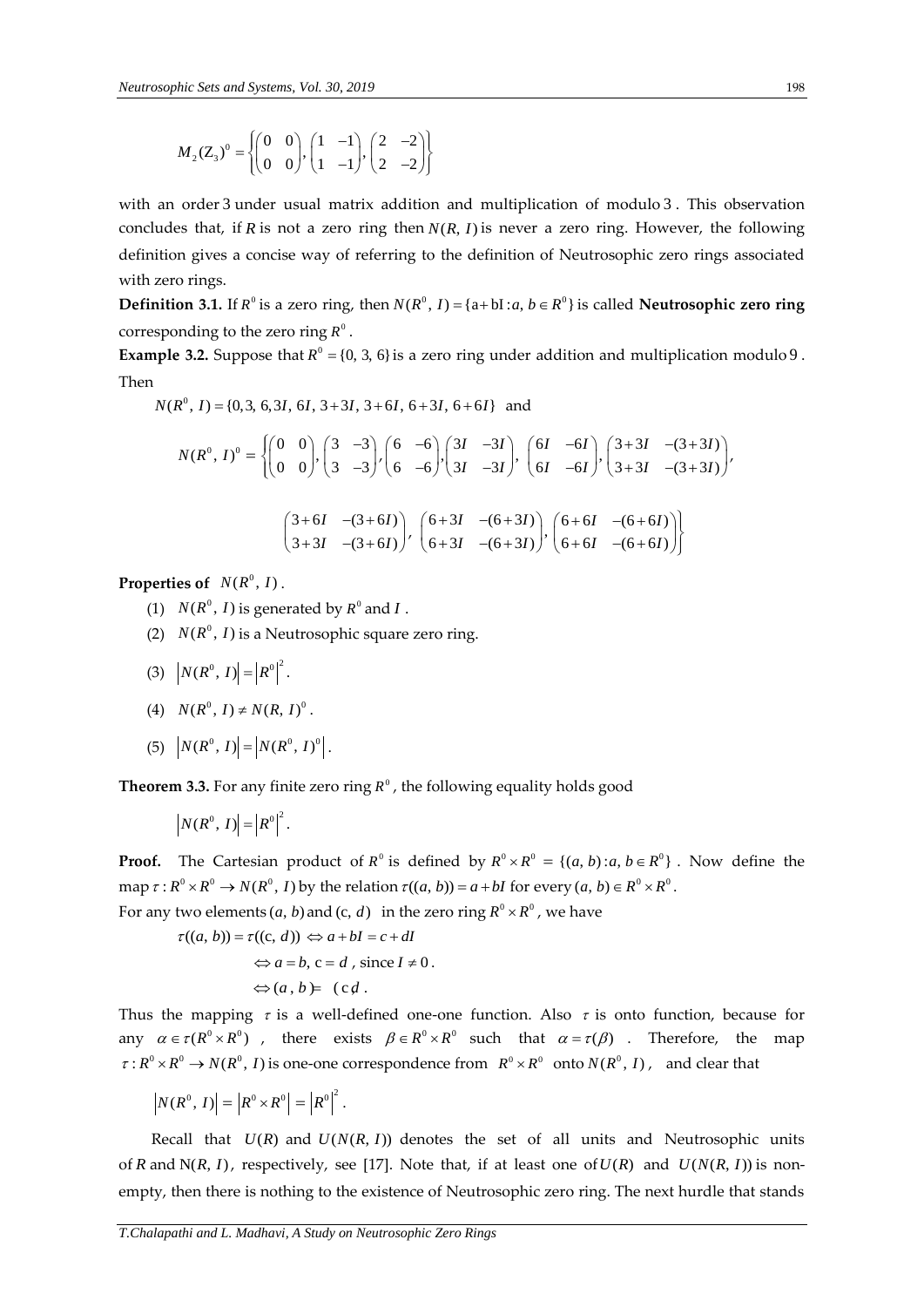$$M_2(Z_3)^0 = \left\{ \begin{pmatrix} 0 & 0 \\ 0 & 0 \end{pmatrix}, \begin{pmatrix} 1 & -1 \\ 1 & -1 \end{pmatrix}, \begin{pmatrix} 2 & -2 \\ 2 & -2 \end{pmatrix} \right\}$$

with an order 3 under usual matrix addition and multiplication of modulo 3. This observation concludes that, if $R$ is not a zero ring then $N(R, I)$ is never a zero ring. However, the following definition gives a concise way of referring to the definition of Neutrosophic zero rings associated with zero rings.

**Definition 3.1.** If $R^0$ is a zero ring, then $N(R^0, I) = \{a + bI : a, b \in R^0\}$ is called **Neutrosophic zero ring** corresponding to the zero ring $R^0$.

**Example 3.2.** Suppose that $R^0 = \{0, 3, 6\}$ is a zero ring under addition and multiplication modulo 9. Then

$N(R^0, I) = \{0, 3, 6, 3I, 6I, 3+3I, 3+6I, 6+3I, 6+6I\}$ and

$$N(R^0, I)^0 = \left\{ \begin{pmatrix} 0 & 0 \\ 0 & 0 \end{pmatrix}, \begin{pmatrix} 3 & -3 \\ 3 & -3 \end{pmatrix}, \begin{pmatrix} 6 & -6 \\ 6 & -6 \end{pmatrix}, \begin{pmatrix} 3I & -3I \\ 3I & -3I \end{pmatrix}, \begin{pmatrix} 6I & -6I \\ 6I & -6I \end{pmatrix}, \begin{pmatrix} 3+3I & -(3+3I) \\ 3+3I & -(3+3I) \end{pmatrix}, \right.$$

$$\left. \begin{pmatrix} 3+6I & -(3+6I) \\ 3+3I & -(3+6I) \end{pmatrix}, \begin{pmatrix} 6+3I & -(6+3I) \\ 6+3I & -(6+3I) \end{pmatrix}, \begin{pmatrix} 6+6I & -(6+6I) \\ 6+6I & -(6+6I) \end{pmatrix} \right\}$$

**Properties of** $N(R^0, I)$.

1. $N(R^0, I)$ is generated by $R^0$ and $I$.
2. $N(R^0, I)$ is a Neutrosophic square zero ring.
3. $|N(R^0, I)| = |R^0|^2$.
4. $N(R^0, I) \neq N(R, I)^0$.
5. $|N(R^0, I)| = |N(R^0, I)^0|$.

**Theorem 3.3.** For any finite zero ring $R^0$, the following equality holds good

$$|N(R^0, I)| = |R^0|^2.$$

**Proof.** The Cartesian product of $R^0$ is defined by $R^0 \times R^0 = \{(a, b) : a, b \in R^0\}$. Now define the map $\tau : R^0 \times R^0 \to N(R^0, I)$ by the relation $\tau((a, b)) = a + bI$ for every $(a, b) \in R^0 \times R^0$.

For any two elements $(a, b)$ and $(c, d)$ in the zero ring $R^0 \times R^0$, we have

$$\tau((a, b)) = \tau((c, d)) \Leftrightarrow a + bI = c + dI$$

$$\Leftrightarrow a = b,\ c = d \text{, since } I \neq 0.$$

$$\Leftrightarrow (a, b) = (c, d).$$

Thus the mapping $\tau$ is a well-defined one-one function. Also $\tau$ is onto function, because for any $\alpha \in \tau(R^0 \times R^0)$, there exists $\beta \in R^0 \times R^0$ such that $\alpha = \tau(\beta)$. Therefore, the map $\tau : R^0 \times R^0 \to N(R^0, I)$ is one-one correspondence from $R^0 \times R^0$ onto $N(R^0, I)$, and clear that

$$|N(R^0, I)| = |R^0 \times R^0| = |R^0|^2.$$

Recall that $U(R)$ and $U(N(R, I))$ denotes the set of all units and Neutrosophic units of $R$ and $N(R, I)$, respectively, see [17]. Note that, if at least one of $U(R)$ and $U(N(R, I))$ is non-empty, then there is nothing to the existence of Neutrosophic zero ring. The next hurdle that stands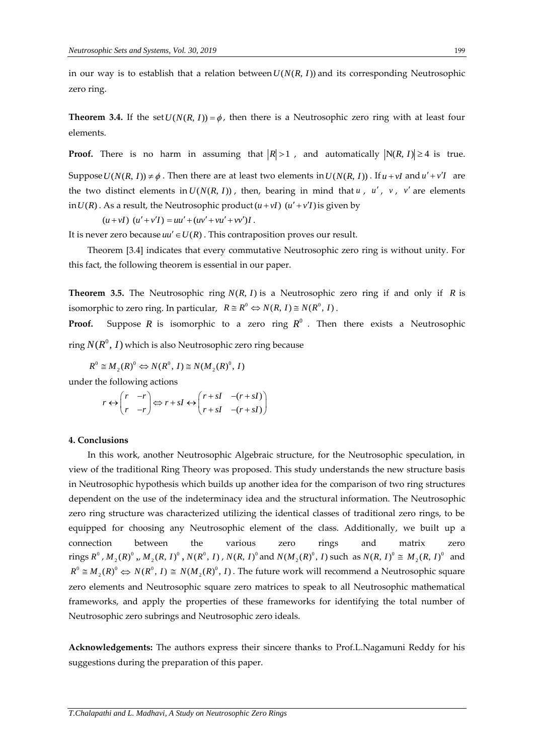in our way is to establish that a relation between $U(N(R, I))$ and its corresponding Neutrosophic zero ring.

**Theorem 3.4.** If the set $U(N(R, I)) = \phi$, then there is a Neutrosophic zero ring with at least four elements.

**Proof.** There is no harm in assuming that $|R| > 1$, and automatically $|N(R, I)| \geq 4$ is true. Suppose $U(N(R, I)) \neq \phi$. Then there are at least two elements in $U(N(R, I))$. If $u + vI$ and $u' + v'I$ are the two distinct elements in $U(N(R, I))$, then, bearing in mind that $u$, $u'$, $v$, $v'$ are elements in $U(R)$. As a result, the Neutrosophic product $(u + vI)\ (u' + v'I)$ is given by

$$(u + vI)\ (u' + v'I) = uu' + (uv' + vu' + vv')I.$$

It is never zero because $uu' \in U(R)$. This contraposition proves our result.

Theorem [3.4] indicates that every commutative Neutrosophic zero ring is without unity. For this fact, the following theorem is essential in our paper.

**Theorem 3.5.** The Neutrosophic ring $N(R, I)$ is a Neutrosophic zero ring if and only if $R$ is isomorphic to zero ring. In particular, $R \cong R^0 \Leftrightarrow N(R, I) \cong N(R^0, I)$.

**Proof.** Suppose $R$ is isomorphic to a zero ring $R^0$. Then there exists a Neutrosophic ring $N(R^0, I)$ which is also Neutrosophic zero ring because

$$R^0 \cong M_2(R)^0 \Leftrightarrow N(R^0, I) \cong N(M_2(R)^0, I)$$

under the following actions

$$r \leftrightarrow \begin{pmatrix} r & -r \\ r & -r \end{pmatrix} \Leftrightarrow r + sI \leftrightarrow \begin{pmatrix} r + sI & -(r + sI) \\ r + sI & -(r + sI) \end{pmatrix}$$

## 4. Conclusions

In this work, another Neutrosophic Algebraic structure, for the Neutrosophic speculation, in view of the traditional Ring Theory was proposed. This study understands the new structure basis in Neutrosophic hypothesis which builds up another idea for the comparison of two ring structures dependent on the use of the indeterminacy idea and the structural information. The Neutrosophic zero ring structure was characterized utilizing the identical classes of traditional zero rings, to be equipped for choosing any Neutrosophic element of the class. Additionally, we built up a connection between the various zero rings and matrix zero rings $R^0$, $M_2(R)^0$,, $M_2(R, I)^0$, $N(R^0, I)$, $N(R, I)^0$ and $N(M_2(R)^0, I)$ such as $N(R, I)^0 \cong M_2(R, I)^0$ and $R^0 \cong M_2(R)^0 \Leftrightarrow N(R^0, I) \cong N(M_2(R)^0, I)$. The future work will recommend a Neutrosophic square zero elements and Neutrosophic square zero matrices to speak to all Neutrosophic mathematical frameworks, and apply the properties of these frameworks for identifying the total number of Neutrosophic zero subrings and Neutrosophic zero ideals.

**Acknowledgements:** The authors express their sincere thanks to Prof.L.Nagamuni Reddy for his suggestions during the preparation of this paper.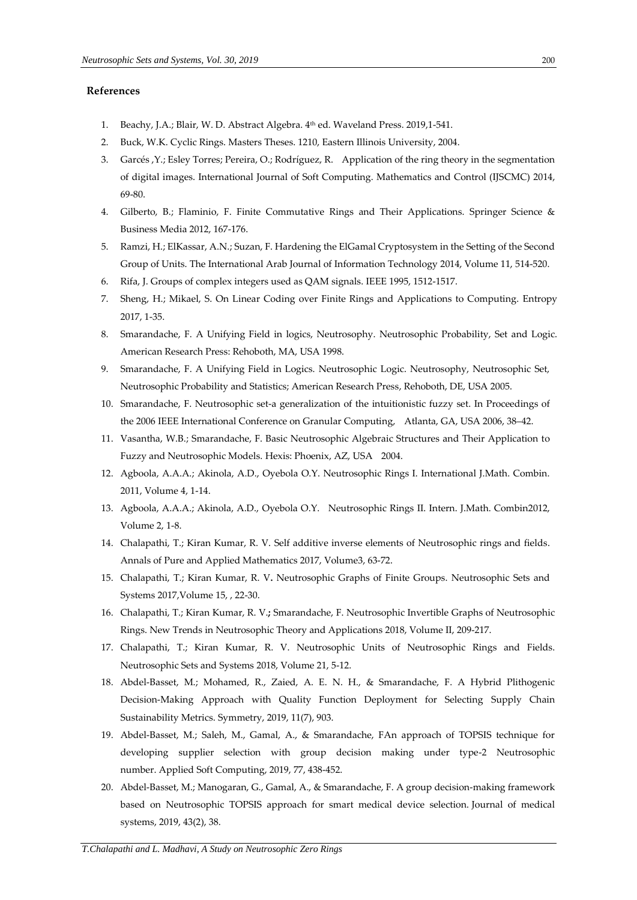## References

1. Beachy, J.A.; Blair, W. D. Abstract Algebra. 4th ed. Waveland Press. 2019,1-541.
2. Buck, W.K. Cyclic Rings. Masters Theses. 1210, Eastern Illinois University, 2004.
3. Garcés ,Y.; Esley Torres; Pereira, O.; Rodríguez, R. Application of the ring theory in the segmentation of digital images. International Journal of Soft Computing. Mathematics and Control (IJSCMC) 2014, 69-80.
4. Gilberto, B.; Flaminio, F. Finite Commutative Rings and Their Applications. Springer Science & Business Media 2012, 167-176.
5. Ramzi, H.; ElKassar, A.N.; Suzan, F. Hardening the ElGamal Cryptosystem in the Setting of the Second Group of Units. The International Arab Journal of Information Technology 2014, Volume 11, 514-520.
6. Rifa, J. Groups of complex integers used as QAM signals. IEEE 1995, 1512-1517.
7. Sheng, H.; Mikael, S. On Linear Coding over Finite Rings and Applications to Computing. Entropy 2017, 1-35.
8. Smarandache, F. A Unifying Field in logics, Neutrosophy. Neutrosophic Probability, Set and Logic. American Research Press: Rehoboth, MA, USA 1998.
9. Smarandache, F. A Unifying Field in Logics. Neutrosophic Logic. Neutrosophy, Neutrosophic Set, Neutrosophic Probability and Statistics; American Research Press, Rehoboth, DE, USA 2005.
10. Smarandache, F. Neutrosophic set-a generalization of the intuitionistic fuzzy set. In Proceedings of the 2006 IEEE International Conference on Granular Computing, Atlanta, GA, USA 2006, 38–42.
11. Vasantha, W.B.; Smarandache, F. Basic Neutrosophic Algebraic Structures and Their Application to Fuzzy and Neutrosophic Models. Hexis: Phoenix, AZ, USA 2004.
12. Agboola, A.A.A.; Akinola, A.D., Oyebola O.Y. Neutrosophic Rings I. International J.Math. Combin. 2011, Volume 4, 1-14.
13. Agboola, A.A.A.; Akinola, A.D., Oyebola O.Y. Neutrosophic Rings II. Intern. J.Math. Combin2012, Volume 2, 1-8.
14. Chalapathi, T.; Kiran Kumar, R. V. Self additive inverse elements of Neutrosophic rings and fields. Annals of Pure and Applied Mathematics 2017, Volume3, 63-72.
15. Chalapathi, T.; Kiran Kumar, R. V**.** Neutrosophic Graphs of Finite Groups. Neutrosophic Sets and Systems 2017,Volume 15, , 22-30.
16. Chalapathi, T.; Kiran Kumar, R. V.**;** Smarandache, F. Neutrosophic Invertible Graphs of Neutrosophic Rings. New Trends in Neutrosophic Theory and Applications 2018, Volume II, 209-217.
17. Chalapathi, T.; Kiran Kumar, R. V. Neutrosophic Units of Neutrosophic Rings and Fields. Neutrosophic Sets and Systems 2018, Volume 21, 5-12.
18. Abdel-Basset, M.; Mohamed, R., Zaied, A. E. N. H., & Smarandache, F. A Hybrid Plithogenic Decision-Making Approach with Quality Function Deployment for Selecting Supply Chain Sustainability Metrics. Symmetry, 2019, 11(7), 903.
19. Abdel-Basset, M.; Saleh, M., Gamal, A., & Smarandache, FAn approach of TOPSIS technique for developing supplier selection with group decision making under type-2 Neutrosophic number. Applied Soft Computing, 2019, 77, 438-452.
20. Abdel-Basset, M.; Manogaran, G., Gamal, A., & Smarandache, F. A group decision-making framework based on Neutrosophic TOPSIS approach for smart medical device selection. Journal of medical systems, 2019, 43(2), 38.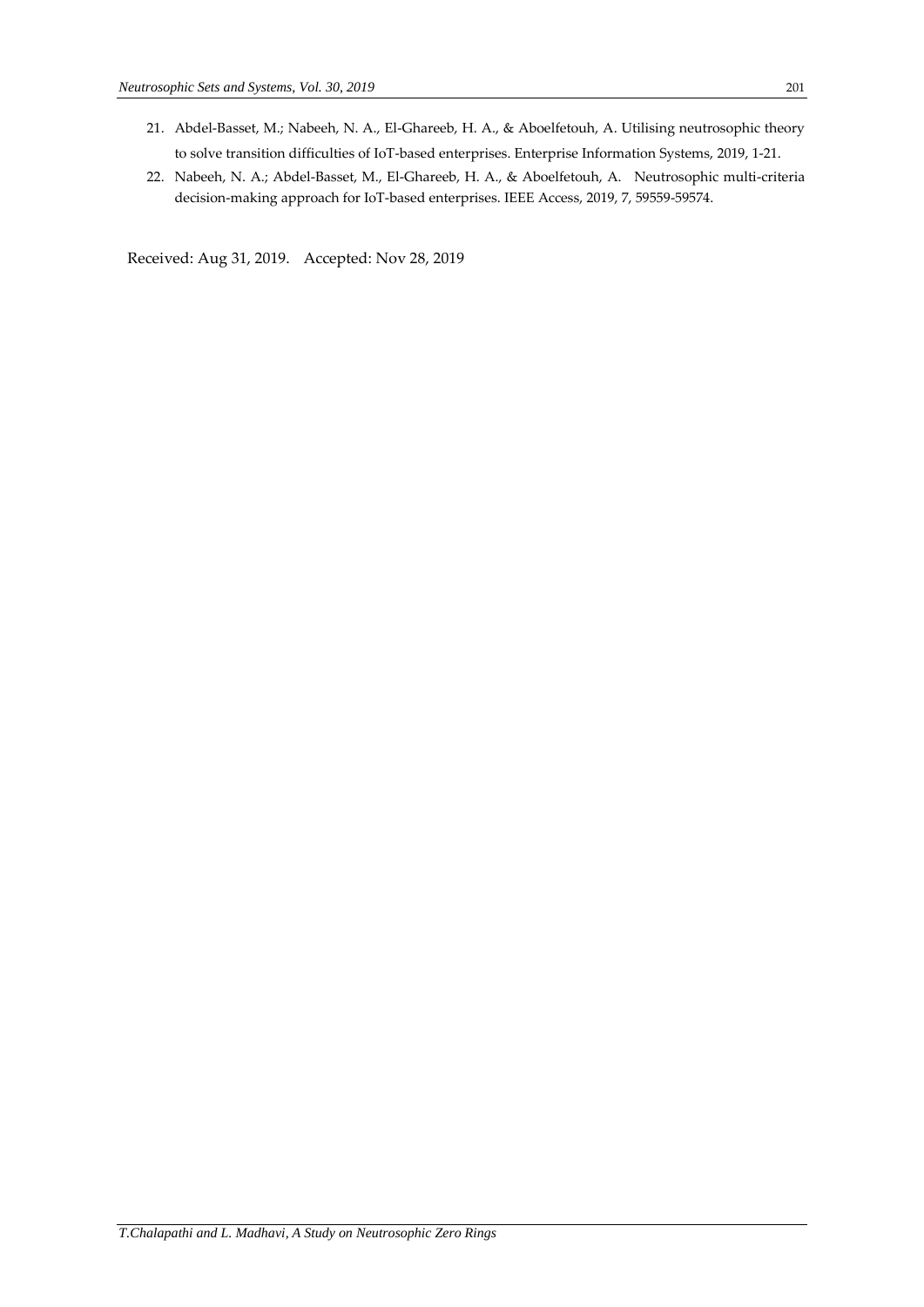21. Abdel-Basset, M.; Nabeeh, N. A., El-Ghareeb, H. A., & Aboelfetouh, A. Utilising neutrosophic theory to solve transition difficulties of IoT-based enterprises. Enterprise Information Systems, 2019, 1-21.
22. Nabeeh, N. A.; Abdel-Basset, M., El-Ghareeb, H. A., & Aboelfetouh, A. Neutrosophic multi-criteria decision-making approach for IoT-based enterprises. IEEE Access, 2019, 7, 59559-59574.

Received: Aug 31, 2019. Accepted: Nov 28, 2019